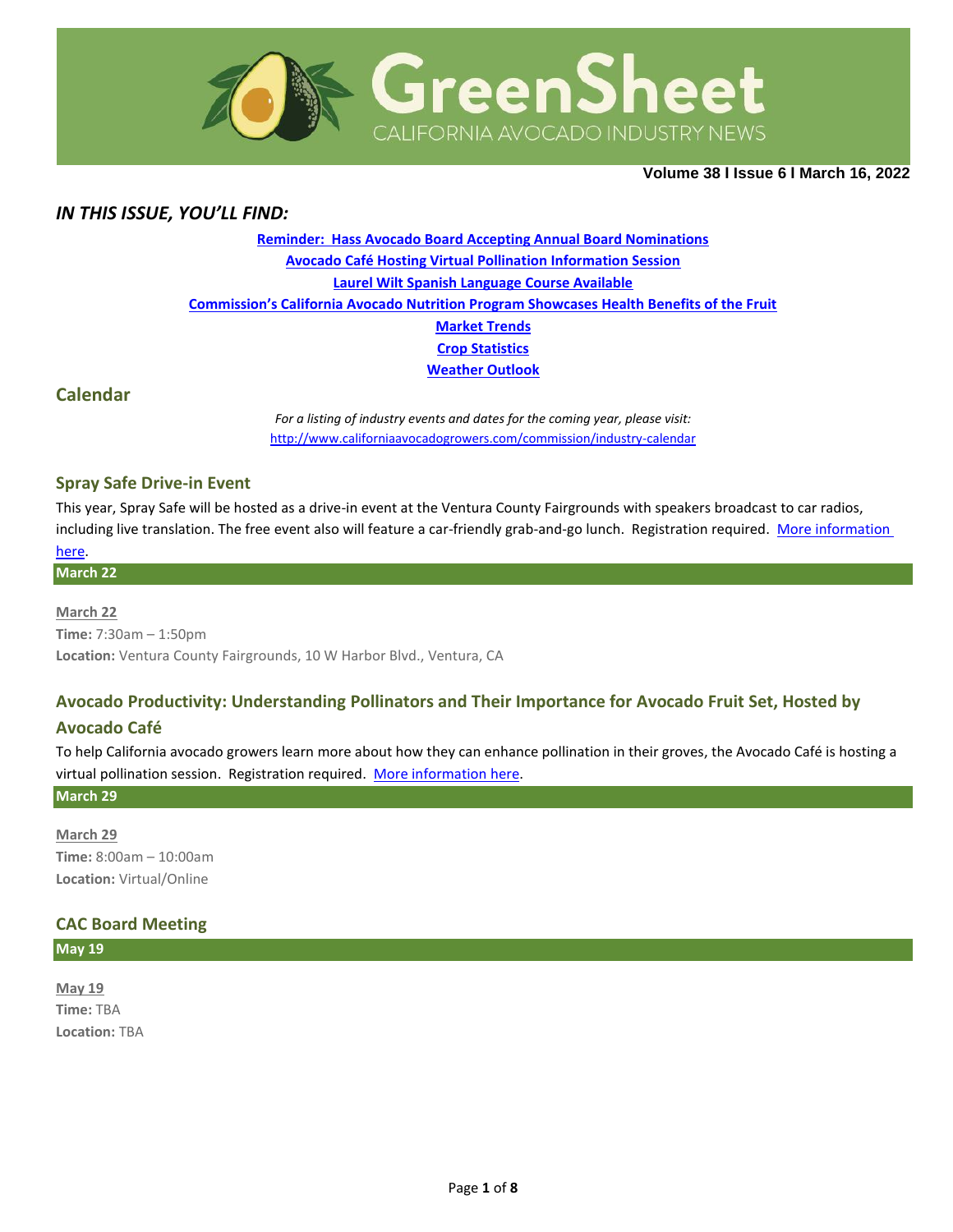# GreenSheet

CALIFORNIA AVOCADO INDUSTRY NEWS

**Volume 38 I Issue 6 I March 16, 2022**

## *IN THIS ISSUE, YOU'LL FIND:*

[Reminder: Hass Avocado Board Accepting Annual Board Nominations]

[Avocado Café Hosting Virtual Pollination Information Session]

[Laurel Wilt Spanish Language Course Available]

[Commission's California Avocado Nutrition Program Showcases Health Benefits of the Fruit]

[Market Trends]

[Crop Statistics]

[Weather Outlook]

## Calendar

*For a listing of industry events and dates for the coming year, please visit:*
http://www.californiaavocadogrowers.com/commission/industry-calendar

### Spray Safe Drive-in Event

This year, Spray Safe will be hosted as a drive-in event at the Ventura County Fairgrounds with speakers broadcast to car radios, including live translation. The free event also will feature a car-friendly grab-and-go lunch. Registration required. [More information here].

**March 22**

March 22
**Time:** 7:30am – 1:50pm
**Location:** Ventura County Fairgrounds, 10 W Harbor Blvd., Ventura, CA

### Avocado Productivity: Understanding Pollinators and Their Importance for Avocado Fruit Set, Hosted by Avocado Café

To help California avocado growers learn more about how they can enhance pollination in their groves, the Avocado Café is hosting a virtual pollination session. Registration required. [More information here].

**March 29**

March 29
**Time:** 8:00am – 10:00am
**Location:** Virtual/Online

### CAC Board Meeting

**May 19**

May 19
**Time:** TBA
**Location:** TBA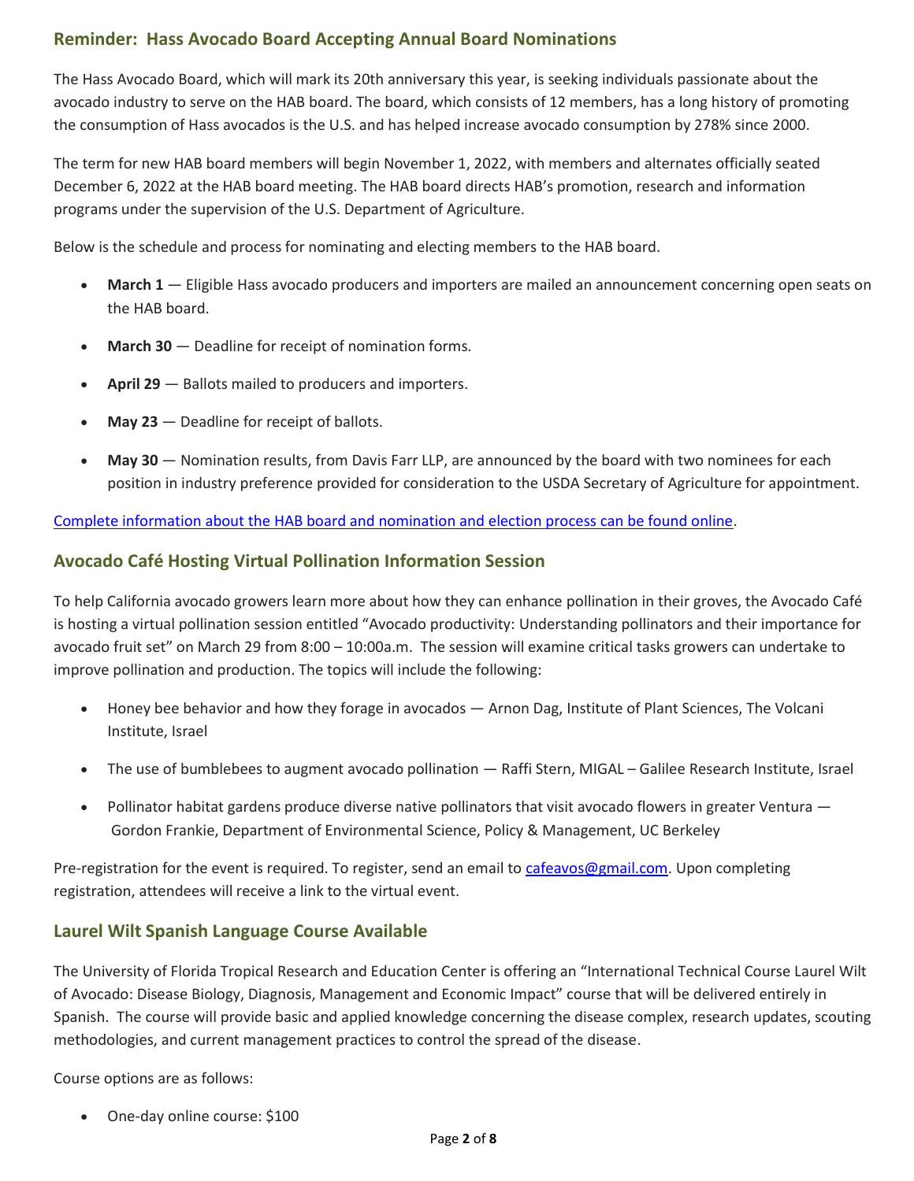## Reminder: Hass Avocado Board Accepting Annual Board Nominations

The Hass Avocado Board, which will mark its 20th anniversary this year, is seeking individuals passionate about the avocado industry to serve on the HAB board. The board, which consists of 12 members, has a long history of promoting the consumption of Hass avocados is the U.S. and has helped increase avocado consumption by 278% since 2000.

The term for new HAB board members will begin November 1, 2022, with members and alternates officially seated December 6, 2022 at the HAB board meeting. The HAB board directs HAB's promotion, research and information programs under the supervision of the U.S. Department of Agriculture.

Below is the schedule and process for nominating and electing members to the HAB board.

- **March 1** — Eligible Hass avocado producers and importers are mailed an announcement concerning open seats on the HAB board.
- **March 30** — Deadline for receipt of nomination forms.
- **April 29** — Ballots mailed to producers and importers.
- **May 23** — Deadline for receipt of ballots.
- **May 30** — Nomination results, from Davis Farr LLP, are announced by the board with two nominees for each position in industry preference provided for consideration to the USDA Secretary of Agriculture for appointment.

[Complete information about the HAB board and nomination and election process can be found online].

## Avocado Café Hosting Virtual Pollination Information Session

To help California avocado growers learn more about how they can enhance pollination in their groves, the Avocado Café is hosting a virtual pollination session entitled "Avocado productivity: Understanding pollinators and their importance for avocado fruit set" on March 29 from 8:00 – 10:00a.m. The session will examine critical tasks growers can undertake to improve pollination and production. The topics will include the following:

- Honey bee behavior and how they forage in avocados — Arnon Dag, Institute of Plant Sciences, The Volcani Institute, Israel
- The use of bumblebees to augment avocado pollination — Raffi Stern, MIGAL – Galilee Research Institute, Israel
- Pollinator habitat gardens produce diverse native pollinators that visit avocado flowers in greater Ventura — Gordon Frankie, Department of Environmental Science, Policy & Management, UC Berkeley

Pre-registration for the event is required. To register, send an email to cafeavos@gmail.com. Upon completing registration, attendees will receive a link to the virtual event.

## Laurel Wilt Spanish Language Course Available

The University of Florida Tropical Research and Education Center is offering an "International Technical Course Laurel Wilt of Avocado: Disease Biology, Diagnosis, Management and Economic Impact" course that will be delivered entirely in Spanish. The course will provide basic and applied knowledge concerning the disease complex, research updates, scouting methodologies, and current management practices to control the spread of the disease.

Course options are as follows:

- One-day online course: $100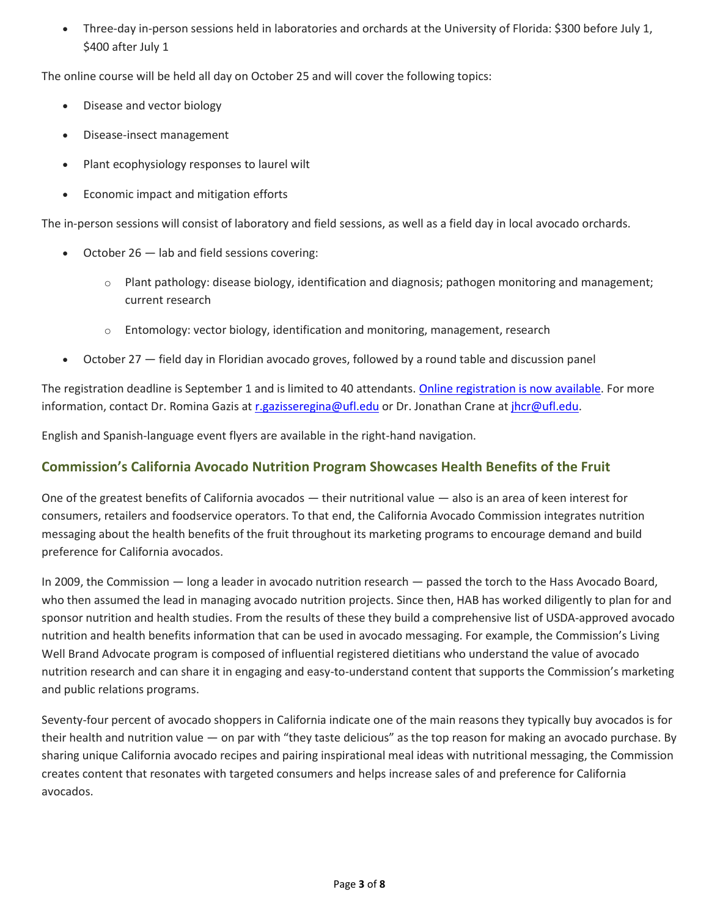- Three-day in-person sessions held in laboratories and orchards at the University of Florida: $300 before July 1, $400 after July 1

The online course will be held all day on October 25 and will cover the following topics:

- Disease and vector biology
- Disease-insect management
- Plant ecophysiology responses to laurel wilt
- Economic impact and mitigation efforts

The in-person sessions will consist of laboratory and field sessions, as well as a field day in local avocado orchards.

- October 26 — lab and field sessions covering:
  - Plant pathology: disease biology, identification and diagnosis; pathogen monitoring and management; current research
  - Entomology: vector biology, identification and monitoring, management, research
- October 27 — field day in Floridian avocado groves, followed by a round table and discussion panel

The registration deadline is September 1 and is limited to 40 attendants. [Online registration is now available](). For more information, contact Dr. Romina Gazis at r.gazisseregina@ufl.edu or Dr. Jonathan Crane at jhcr@ufl.edu.

English and Spanish-language event flyers are available in the right-hand navigation.

## Commission's California Avocado Nutrition Program Showcases Health Benefits of the Fruit

One of the greatest benefits of California avocados — their nutritional value — also is an area of keen interest for consumers, retailers and foodservice operators. To that end, the California Avocado Commission integrates nutrition messaging about the health benefits of the fruit throughout its marketing programs to encourage demand and build preference for California avocados.

In 2009, the Commission — long a leader in avocado nutrition research — passed the torch to the Hass Avocado Board, who then assumed the lead in managing avocado nutrition projects. Since then, HAB has worked diligently to plan for and sponsor nutrition and health studies. From the results of these they build a comprehensive list of USDA-approved avocado nutrition and health benefits information that can be used in avocado messaging. For example, the Commission's Living Well Brand Advocate program is composed of influential registered dietitians who understand the value of avocado nutrition research and can share it in engaging and easy-to-understand content that supports the Commission's marketing and public relations programs.

Seventy-four percent of avocado shoppers in California indicate one of the main reasons they typically buy avocados is for their health and nutrition value — on par with "they taste delicious" as the top reason for making an avocado purchase. By sharing unique California avocado recipes and pairing inspirational meal ideas with nutritional messaging, the Commission creates content that resonates with targeted consumers and helps increase sales of and preference for California avocados.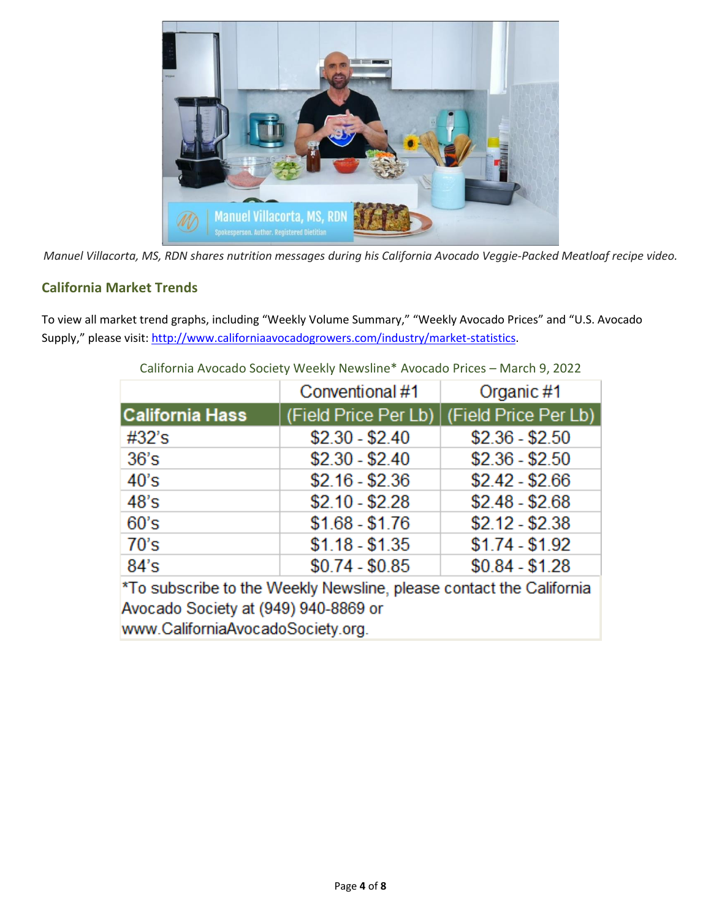*Manuel Villacorta, MS, RDN shares nutrition messages during his California Avocado Veggie-Packed Meatloaf recipe video.*

## California Market Trends

To view all market trend graphs, including "Weekly Volume Summary," "Weekly Avocado Prices" and "U.S. Avocado Supply," please visit: http://www.californiaavocadogrowers.com/industry/market-statistics.

California Avocado Society Weekly Newsline* Avocado Prices – March 9, 2022

| | Conventional #1 | Organic #1 |
|---|---|---|
| **California Hass** | (Field Price Per Lb) | (Field Price Per Lb) |
| #32's | $2.30 - $2.40 | $2.36 - $2.50 |
| 36's | $2.30 - $2.40 | $2.36 - $2.50 |
| 40's | $2.16 - $2.36 | $2.42 - $2.66 |
| 48's | $2.10 - $2.28 | $2.48 - $2.68 |
| 60's | $1.68 - $1.76 | $2.12 - $2.38 |
| 70's | $1.18 - $1.35 | $1.74 - $1.92 |
| 84's | $0.74 - $0.85 | $0.84 - $1.28 |

*To subscribe to the Weekly Newsline, please contact the California Avocado Society at (949) 940-8869 or www.CaliforniaAvocadoSociety.org.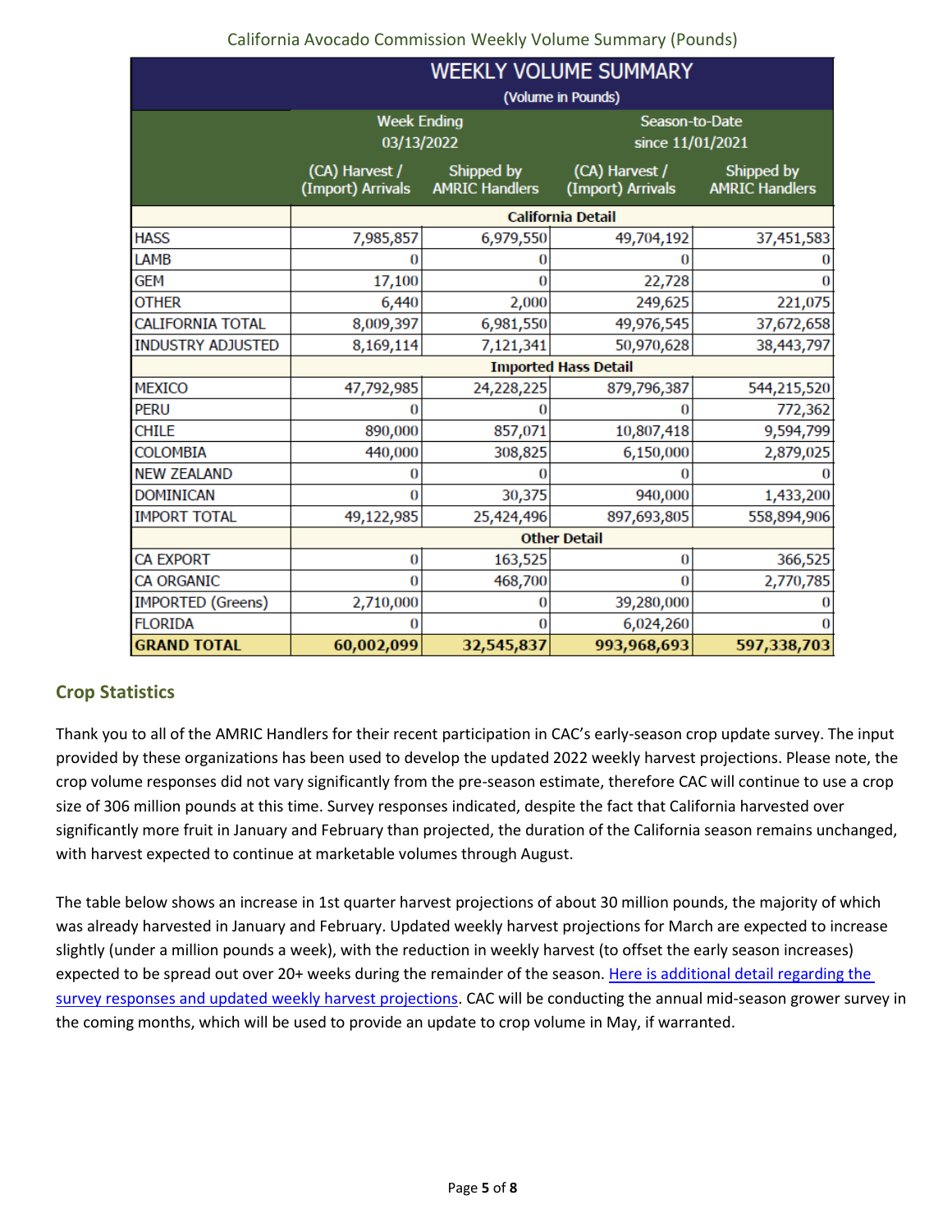California Avocado Commission Weekly Volume Summary (Pounds)

| WEEKLY VOLUME SUMMARY (Volume in Pounds) | | | | |
|---|---|---|---|---|
| | Week Ending 03/13/2022 | | Season-to-Date since 11/01/2021 | |
| | (CA) Harvest / (Import) Arrivals | Shipped by AMRIC Handlers | (CA) Harvest / (Import) Arrivals | Shipped by AMRIC Handlers |
| | **California Detail** | | | |
| HASS | 7,985,857 | 6,979,550 | 49,704,192 | 37,451,583 |
| LAMB | 0 | 0 | 0 | 0 |
| GEM | 17,100 | 0 | 22,728 | 0 |
| OTHER | 6,440 | 2,000 | 249,625 | 221,075 |
| CALIFORNIA TOTAL | 8,009,397 | 6,981,550 | 49,976,545 | 37,672,658 |
| INDUSTRY ADJUSTED | 8,169,114 | 7,121,341 | 50,970,628 | 38,443,797 |
| | **Imported Hass Detail** | | | |
| MEXICO | 47,792,985 | 24,228,225 | 879,796,387 | 544,215,520 |
| PERU | 0 | 0 | 0 | 772,362 |
| CHILE | 890,000 | 857,071 | 10,807,418 | 9,594,799 |
| COLOMBIA | 440,000 | 308,825 | 6,150,000 | 2,879,025 |
| NEW ZEALAND | 0 | 0 | 0 | 0 |
| DOMINICAN | 0 | 30,375 | 940,000 | 1,433,200 |
| IMPORT TOTAL | 49,122,985 | 25,424,496 | 897,693,805 | 558,894,906 |
| | **Other Detail** | | | |
| CA EXPORT | 0 | 163,525 | 0 | 366,525 |
| CA ORGANIC | 0 | 468,700 | 0 | 2,770,785 |
| IMPORTED (Greens) | 2,710,000 | 0 | 39,280,000 | 0 |
| FLORIDA | 0 | 0 | 6,024,260 | 0 |
| **GRAND TOTAL** | **60,002,099** | **32,545,837** | **993,968,693** | **597,338,703** |

## Crop Statistics

Thank you to all of the AMRIC Handlers for their recent participation in CAC's early-season crop update survey. The input provided by these organizations has been used to develop the updated 2022 weekly harvest projections. Please note, the crop volume responses did not vary significantly from the pre-season estimate, therefore CAC will continue to use a crop size of 306 million pounds at this time. Survey responses indicated, despite the fact that California harvested over significantly more fruit in January and February than projected, the duration of the California season remains unchanged, with harvest expected to continue at marketable volumes through August.

The table below shows an increase in 1st quarter harvest projections of about 30 million pounds, the majority of which was already harvested in January and February. Updated weekly harvest projections for March are expected to increase slightly (under a million pounds a week), with the reduction in weekly harvest (to offset the early season increases) expected to be spread out over 20+ weeks during the remainder of the season. Here is additional detail regarding the survey responses and updated weekly harvest projections. CAC will be conducting the annual mid-season grower survey in the coming months, which will be used to provide an update to crop volume in May, if warranted.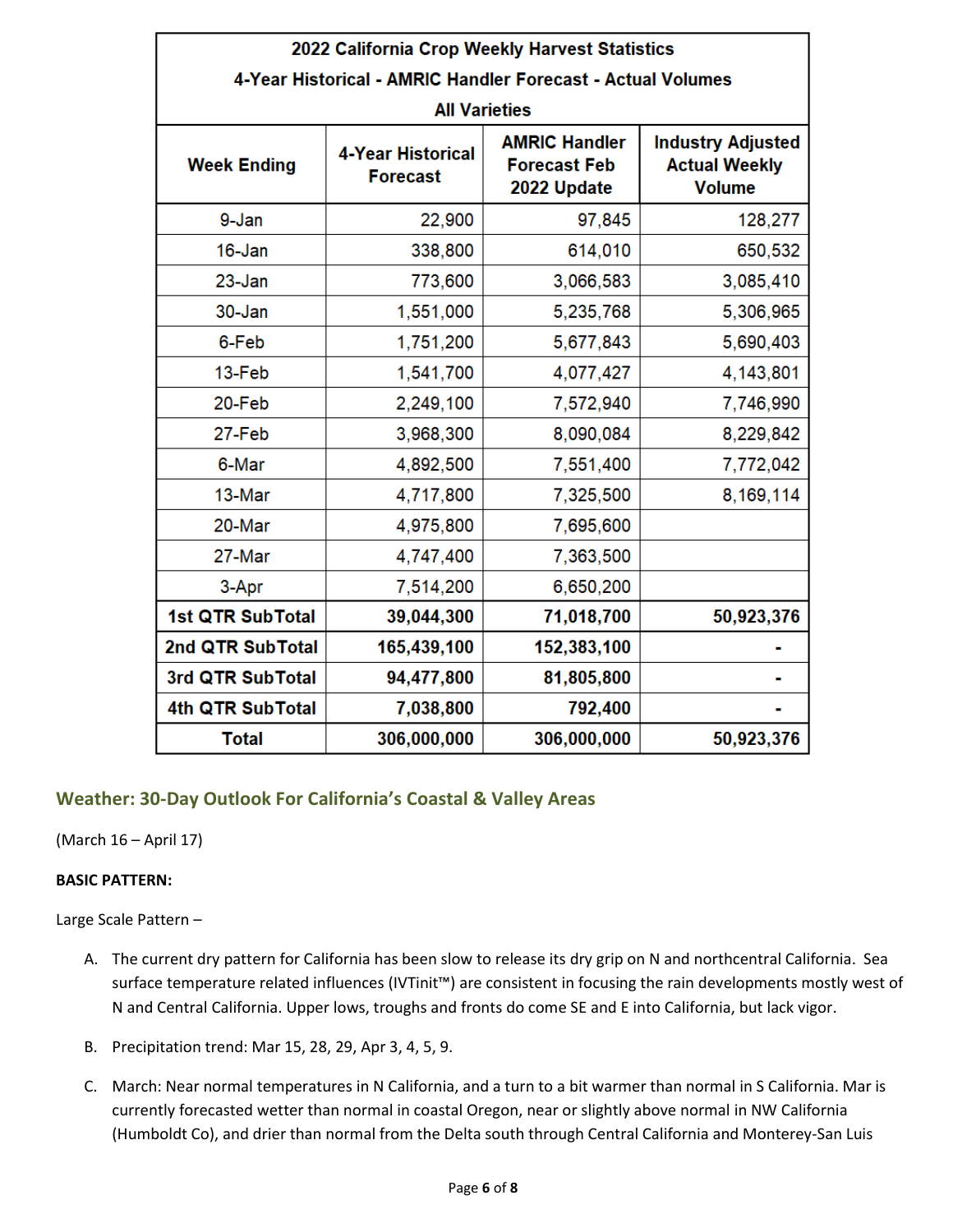| 2022 California Crop Weekly Harvest Statistics<br>4-Year Historical - AMRIC Handler Forecast - Actual Volumes<br>All Varieties | | | |
|---|---|---|---|
| **Week Ending** | **4-Year Historical Forecast** | **AMRIC Handler Forecast Feb 2022 Update** | **Industry Adjusted Actual Weekly Volume** |
| 9-Jan | 22,900 | 97,845 | 128,277 |
| 16-Jan | 338,800 | 614,010 | 650,532 |
| 23-Jan | 773,600 | 3,066,583 | 3,085,410 |
| 30-Jan | 1,551,000 | 5,235,768 | 5,306,965 |
| 6-Feb | 1,751,200 | 5,677,843 | 5,690,403 |
| 13-Feb | 1,541,700 | 4,077,427 | 4,143,801 |
| 20-Feb | 2,249,100 | 7,572,940 | 7,746,990 |
| 27-Feb | 3,968,300 | 8,090,084 | 8,229,842 |
| 6-Mar | 4,892,500 | 7,551,400 | 7,772,042 |
| 13-Mar | 4,717,800 | 7,325,500 | 8,169,114 |
| 20-Mar | 4,975,800 | 7,695,600 | |
| 27-Mar | 4,747,400 | 7,363,500 | |
| 3-Apr | 7,514,200 | 6,650,200 | |
| **1st QTR SubTotal** | **39,044,300** | **71,018,700** | **50,923,376** |
| **2nd QTR SubTotal** | **165,439,100** | **152,383,100** | **-** |
| **3rd QTR SubTotal** | **94,477,800** | **81,805,800** | **-** |
| **4th QTR SubTotal** | **7,038,800** | **792,400** | **-** |
| **Total** | **306,000,000** | **306,000,000** | **50,923,376** |

## Weather: 30-Day Outlook For California's Coastal & Valley Areas

(March 16 – April 17)

**BASIC PATTERN:**

Large Scale Pattern –

A. The current dry pattern for California has been slow to release its dry grip on N and northcentral California. Sea surface temperature related influences (IVTinit™) are consistent in focusing the rain developments mostly west of N and Central California. Upper lows, troughs and fronts do come SE and E into California, but lack vigor.

B. Precipitation trend: Mar 15, 28, 29, Apr 3, 4, 5, 9.

C. March: Near normal temperatures in N California, and a turn to a bit warmer than normal in S California. Mar is currently forecasted wetter than normal in coastal Oregon, near or slightly above normal in NW California (Humboldt Co), and drier than normal from the Delta south through Central California and Monterey-San Luis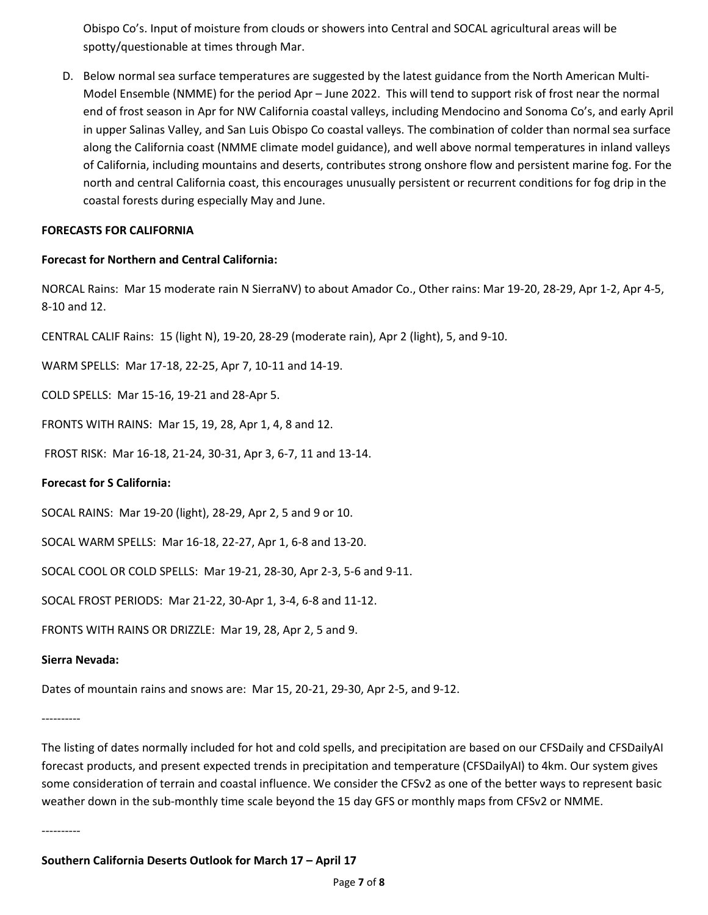Obispo Co's. Input of moisture from clouds or showers into Central and SOCAL agricultural areas will be spotty/questionable at times through Mar.

D. Below normal sea surface temperatures are suggested by the latest guidance from the North American Multi-Model Ensemble (NMME) for the period Apr – June 2022. This will tend to support risk of frost near the normal end of frost season in Apr for NW California coastal valleys, including Mendocino and Sonoma Co's, and early April in upper Salinas Valley, and San Luis Obispo Co coastal valleys. The combination of colder than normal sea surface along the California coast (NMME climate model guidance), and well above normal temperatures in inland valleys of California, including mountains and deserts, contributes strong onshore flow and persistent marine fog. For the north and central California coast, this encourages unusually persistent or recurrent conditions for fog drip in the coastal forests during especially May and June.

**FORECASTS FOR CALIFORNIA**

**Forecast for Northern and Central California:**

NORCAL Rains: Mar 15 moderate rain N SierraNV) to about Amador Co., Other rains: Mar 19-20, 28-29, Apr 1-2, Apr 4-5, 8-10 and 12.

CENTRAL CALIF Rains: 15 (light N), 19-20, 28-29 (moderate rain), Apr 2 (light), 5, and 9-10.

WARM SPELLS: Mar 17-18, 22-25, Apr 7, 10-11 and 14-19.

COLD SPELLS: Mar 15-16, 19-21 and 28-Apr 5.

FRONTS WITH RAINS: Mar 15, 19, 28, Apr 1, 4, 8 and 12.

FROST RISK: Mar 16-18, 21-24, 30-31, Apr 3, 6-7, 11 and 13-14.

**Forecast for S California:**

SOCAL RAINS: Mar 19-20 (light), 28-29, Apr 2, 5 and 9 or 10.

SOCAL WARM SPELLS: Mar 16-18, 22-27, Apr 1, 6-8 and 13-20.

SOCAL COOL OR COLD SPELLS: Mar 19-21, 28-30, Apr 2-3, 5-6 and 9-11.

SOCAL FROST PERIODS: Mar 21-22, 30-Apr 1, 3-4, 6-8 and 11-12.

FRONTS WITH RAINS OR DRIZZLE: Mar 19, 28, Apr 2, 5 and 9.

**Sierra Nevada:**

Dates of mountain rains and snows are: Mar 15, 20-21, 29-30, Apr 2-5, and 9-12.

----------

The listing of dates normally included for hot and cold spells, and precipitation are based on our CFSDaily and CFSDailyAI forecast products, and present expected trends in precipitation and temperature (CFSDailyAI) to 4km. Our system gives some consideration of terrain and coastal influence. We consider the CFSv2 as one of the better ways to represent basic weather down in the sub-monthly time scale beyond the 15 day GFS or monthly maps from CFSv2 or NMME.

----------

**Southern California Deserts Outlook for March 17 – April 17**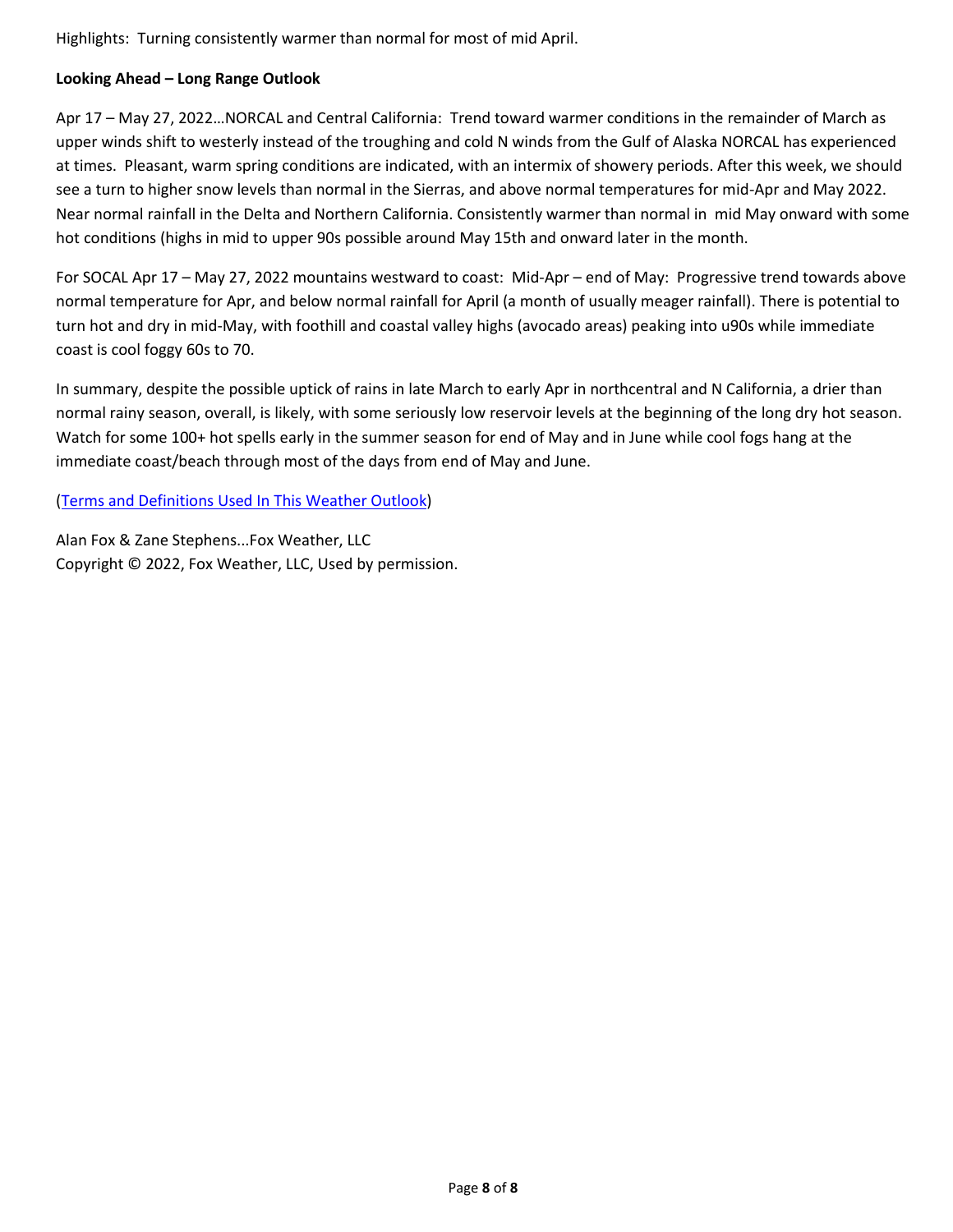Highlights: Turning consistently warmer than normal for most of mid April.

**Looking Ahead – Long Range Outlook**

Apr 17 – May 27, 2022…NORCAL and Central California: Trend toward warmer conditions in the remainder of March as upper winds shift to westerly instead of the troughing and cold N winds from the Gulf of Alaska NORCAL has experienced at times. Pleasant, warm spring conditions are indicated, with an intermix of showery periods. After this week, we should see a turn to higher snow levels than normal in the Sierras, and above normal temperatures for mid-Apr and May 2022. Near normal rainfall in the Delta and Northern California. Consistently warmer than normal in mid May onward with some hot conditions (highs in mid to upper 90s possible around May 15th and onward later in the month.

For SOCAL Apr 17 – May 27, 2022 mountains westward to coast: Mid-Apr – end of May: Progressive trend towards above normal temperature for Apr, and below normal rainfall for April (a month of usually meager rainfall). There is potential to turn hot and dry in mid-May, with foothill and coastal valley highs (avocado areas) peaking into u90s while immediate coast is cool foggy 60s to 70.

In summary, despite the possible uptick of rains in late March to early Apr in northcentral and N California, a drier than normal rainy season, overall, is likely, with some seriously low reservoir levels at the beginning of the long dry hot season. Watch for some 100+ hot spells early in the summer season for end of May and in June while cool fogs hang at the immediate coast/beach through most of the days from end of May and June.

(Terms and Definitions Used In This Weather Outlook)

Alan Fox & Zane Stephens...Fox Weather, LLC
Copyright © 2022, Fox Weather, LLC, Used by permission.